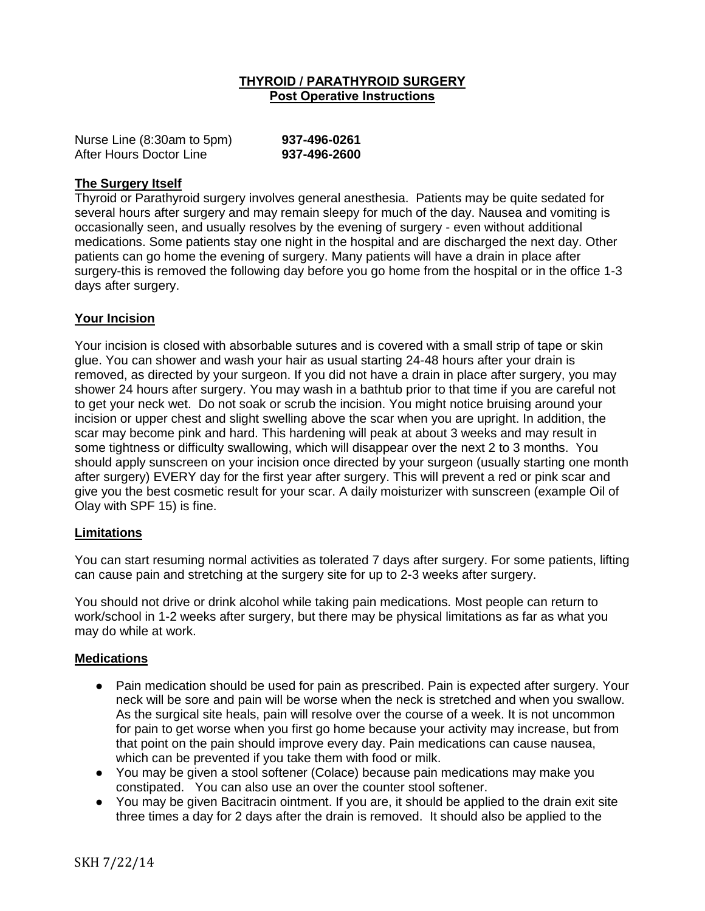# THYROID / PARATHYROID SURGERY
## Post Operative Instructions

Nurse Line (8:30am to 5pm) **937-496-0261**
After Hours Doctor Line **937-496-2600**

### The Surgery Itself

Thyroid or Parathyroid surgery involves general anesthesia. Patients may be quite sedated for several hours after surgery and may remain sleepy for much of the day. Nausea and vomiting is occasionally seen, and usually resolves by the evening of surgery - even without additional medications. Some patients stay one night in the hospital and are discharged the next day. Other patients can go home the evening of surgery. Many patients will have a drain in place after surgery-this is removed the following day before you go home from the hospital or in the office 1-3 days after surgery.

### Your Incision

Your incision is closed with absorbable sutures and is covered with a small strip of tape or skin glue. You can shower and wash your hair as usual starting 24-48 hours after your drain is removed, as directed by your surgeon. If you did not have a drain in place after surgery, you may shower 24 hours after surgery. You may wash in a bathtub prior to that time if you are careful not to get your neck wet. Do not soak or scrub the incision. You might notice bruising around your incision or upper chest and slight swelling above the scar when you are upright. In addition, the scar may become pink and hard. This hardening will peak at about 3 weeks and may result in some tightness or difficulty swallowing, which will disappear over the next 2 to 3 months. You should apply sunscreen on your incision once directed by your surgeon (usually starting one month after surgery) EVERY day for the first year after surgery. This will prevent a red or pink scar and give you the best cosmetic result for your scar. A daily moisturizer with sunscreen (example Oil of Olay with SPF 15) is fine.

### Limitations

You can start resuming normal activities as tolerated 7 days after surgery. For some patients, lifting can cause pain and stretching at the surgery site for up to 2-3 weeks after surgery.

You should not drive or drink alcohol while taking pain medications. Most people can return to work/school in 1-2 weeks after surgery, but there may be physical limitations as far as what you may do while at work.

### Medications

- Pain medication should be used for pain as prescribed. Pain is expected after surgery. Your neck will be sore and pain will be worse when the neck is stretched and when you swallow. As the surgical site heals, pain will resolve over the course of a week. It is not uncommon for pain to get worse when you first go home because your activity may increase, but from that point on the pain should improve every day. Pain medications can cause nausea, which can be prevented if you take them with food or milk.
- You may be given a stool softener (Colace) because pain medications may make you constipated. You can also use an over the counter stool softener.
- You may be given Bacitracin ointment. If you are, it should be applied to the drain exit site three times a day for 2 days after the drain is removed. It should also be applied to the

SKH 7/22/14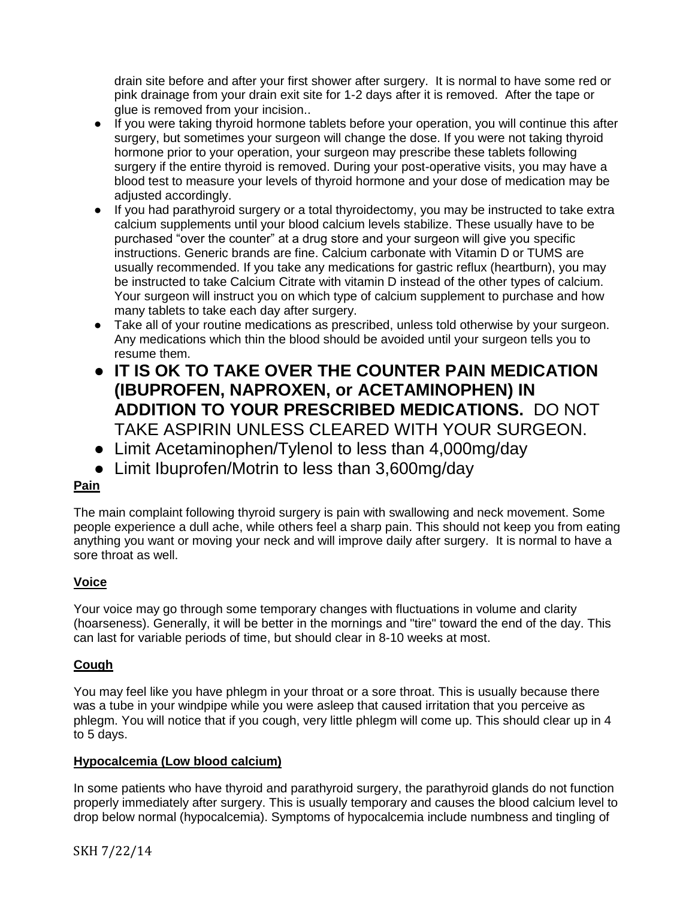drain site before and after your first shower after surgery. It is normal to have some red or pink drainage from your drain exit site for 1-2 days after it is removed. After the tape or glue is removed from your incision..

- If you were taking thyroid hormone tablets before your operation, you will continue this after surgery, but sometimes your surgeon will change the dose. If you were not taking thyroid hormone prior to your operation, your surgeon may prescribe these tablets following surgery if the entire thyroid is removed. During your post-operative visits, you may have a blood test to measure your levels of thyroid hormone and your dose of medication may be adjusted accordingly.
- If you had parathyroid surgery or a total thyroidectomy, you may be instructed to take extra calcium supplements until your blood calcium levels stabilize. These usually have to be purchased "over the counter" at a drug store and your surgeon will give you specific instructions. Generic brands are fine. Calcium carbonate with Vitamin D or TUMS are usually recommended. If you take any medications for gastric reflux (heartburn), you may be instructed to take Calcium Citrate with vitamin D instead of the other types of calcium. Your surgeon will instruct you on which type of calcium supplement to purchase and how many tablets to take each day after surgery.
- Take all of your routine medications as prescribed, unless told otherwise by your surgeon. Any medications which thin the blood should be avoided until your surgeon tells you to resume them.
- **IT IS OK TO TAKE OVER THE COUNTER PAIN MEDICATION (IBUPROFEN, NAPROXEN, or ACETAMINOPHEN) IN ADDITION TO YOUR PRESCRIBED MEDICATIONS.** DO NOT TAKE ASPIRIN UNLESS CLEARED WITH YOUR SURGEON.
- Limit Acetaminophen/Tylenol to less than 4,000mg/day
- Limit Ibuprofen/Motrin to less than 3,600mg/day

**Pain**

The main complaint following thyroid surgery is pain with swallowing and neck movement. Some people experience a dull ache, while others feel a sharp pain. This should not keep you from eating anything you want or moving your neck and will improve daily after surgery. It is normal to have a sore throat as well.

**Voice**

Your voice may go through some temporary changes with fluctuations in volume and clarity (hoarseness). Generally, it will be better in the mornings and "tire" toward the end of the day. This can last for variable periods of time, but should clear in 8-10 weeks at most.

**Cough**

You may feel like you have phlegm in your throat or a sore throat. This is usually because there was a tube in your windpipe while you were asleep that caused irritation that you perceive as phlegm. You will notice that if you cough, very little phlegm will come up. This should clear up in 4 to 5 days.

**Hypocalcemia (Low blood calcium)**

In some patients who have thyroid and parathyroid surgery, the parathyroid glands do not function properly immediately after surgery. This is usually temporary and causes the blood calcium level to drop below normal (hypocalcemia). Symptoms of hypocalcemia include numbness and tingling of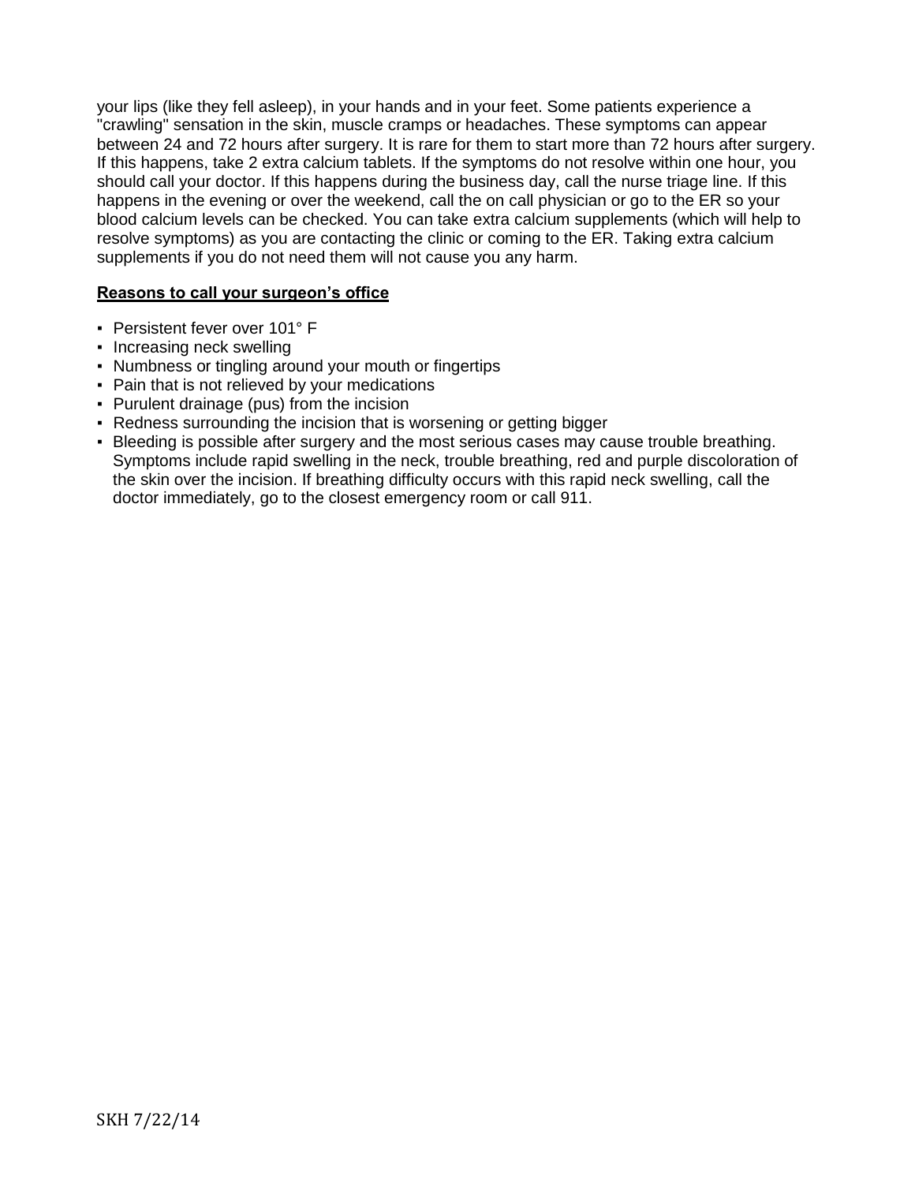your lips (like they fell asleep), in your hands and in your feet. Some patients experience a "crawling" sensation in the skin, muscle cramps or headaches. These symptoms can appear between 24 and 72 hours after surgery. It is rare for them to start more than 72 hours after surgery. If this happens, take 2 extra calcium tablets. If the symptoms do not resolve within one hour, you should call your doctor. If this happens during the business day, call the nurse triage line. If this happens in the evening or over the weekend, call the on call physician or go to the ER so your blood calcium levels can be checked. You can take extra calcium supplements (which will help to resolve symptoms) as you are contacting the clinic or coming to the ER. Taking extra calcium supplements if you do not need them will not cause you any harm.

**Reasons to call your surgeon's office**

- Persistent fever over 101° F
- Increasing neck swelling
- Numbness or tingling around your mouth or fingertips
- Pain that is not relieved by your medications
- Purulent drainage (pus) from the incision
- Redness surrounding the incision that is worsening or getting bigger
- Bleeding is possible after surgery and the most serious cases may cause trouble breathing. Symptoms include rapid swelling in the neck, trouble breathing, red and purple discoloration of the skin over the incision. If breathing difficulty occurs with this rapid neck swelling, call the doctor immediately, go to the closest emergency room or call 911.

SKH 7/22/14